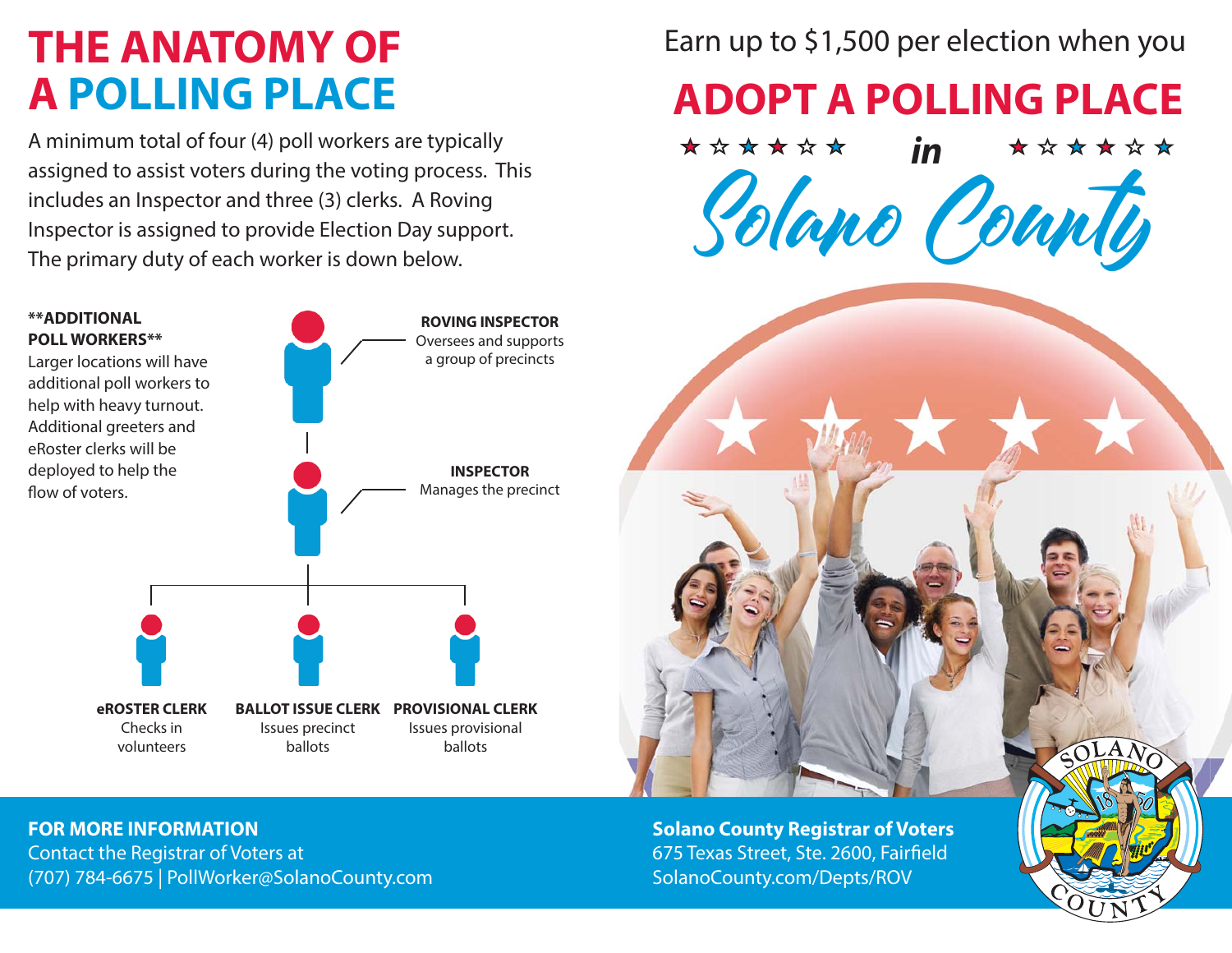# THE ANATOMY OF A POLLING PLACE

A minimum total of four (4) poll workers are typically assigned to assist voters during the voting process. This includes an Inspector and three (3) clerks. A Roving Inspector is assigned to provide Election Day support. The primary duty of each worker is down below.

**\*\*ADDITIONAL POLL WORKERS\*\***
Larger locations will have additional poll workers to help with heavy turnout. Additional greeters and eRoster clerks will be deployed to help the flow of voters.

**ROVING INSPECTOR**
Oversees and supports a group of precincts

**INSPECTOR**
Manages the precinct

**eROSTER CLERK**
Checks in volunteers

**BALLOT ISSUE CLERK**
Issues precinct ballots

**PROVISIONAL CLERK**
Issues provisional ballots

Earn up to $1,500 per election when you

## ADOPT A POLLING PLACE

*in*

## Solano County

**FOR MORE INFORMATION**
Contact the Registrar of Voters at
(707) 784-6675 | PollWorker@SolanoCounty.com

**Solano County Registrar of Voters**
675 Texas Street, Ste. 2600, Fairfield
SolanoCounty.com/Depts/ROV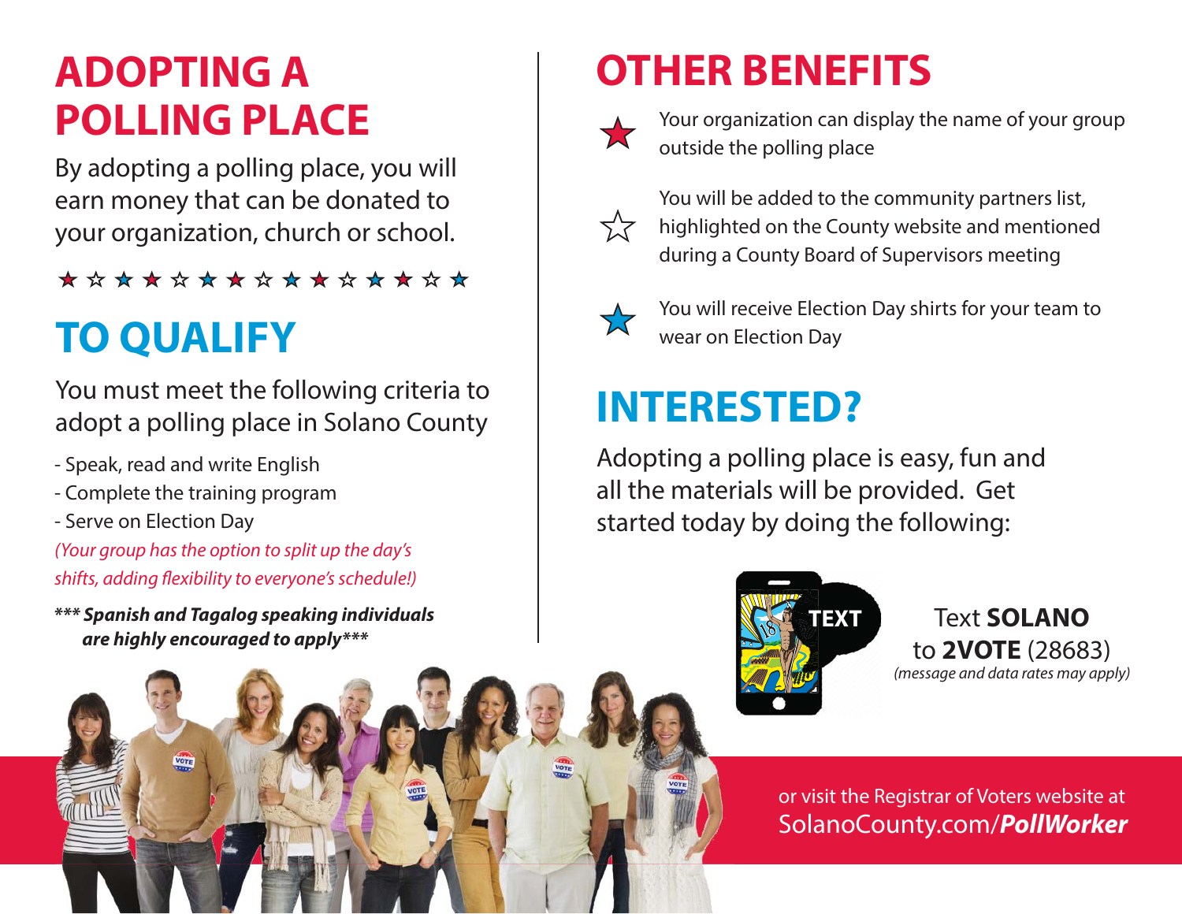# ADOPTING A POLLING PLACE

By adopting a polling place, you will earn money that can be donated to your organization, church or school.

★ ☆ ★ ★ ☆ ★ ★ ☆ ★ ★ ☆ ★ ★ ☆ ★

# TO QUALIFY

You must meet the following criteria to adopt a polling place in Solano County

- Speak, read and write English
- Complete the training program
- Serve on Election Day

*(Your group has the option to split up the day's shifts, adding flexibility to everyone's schedule!)*

***\*\*\* Spanish and Tagalog speaking individuals are highly encouraged to apply\*\*\****

# OTHER BENEFITS

★ Your organization can display the name of your group outside the polling place

☆ You will be added to the community partners list, highlighted on the County website and mentioned during a County Board of Supervisors meeting

★ You will receive Election Day shirts for your team to wear on Election Day

# INTERESTED?

Adopting a polling place is easy, fun and all the materials will be provided. Get started today by doing the following:

TEXT

Text **SOLANO** to **2VOTE** (28683)
*(message and data rates may apply)*

or visit the Registrar of Voters website at SolanoCounty.com/***PollWorker***